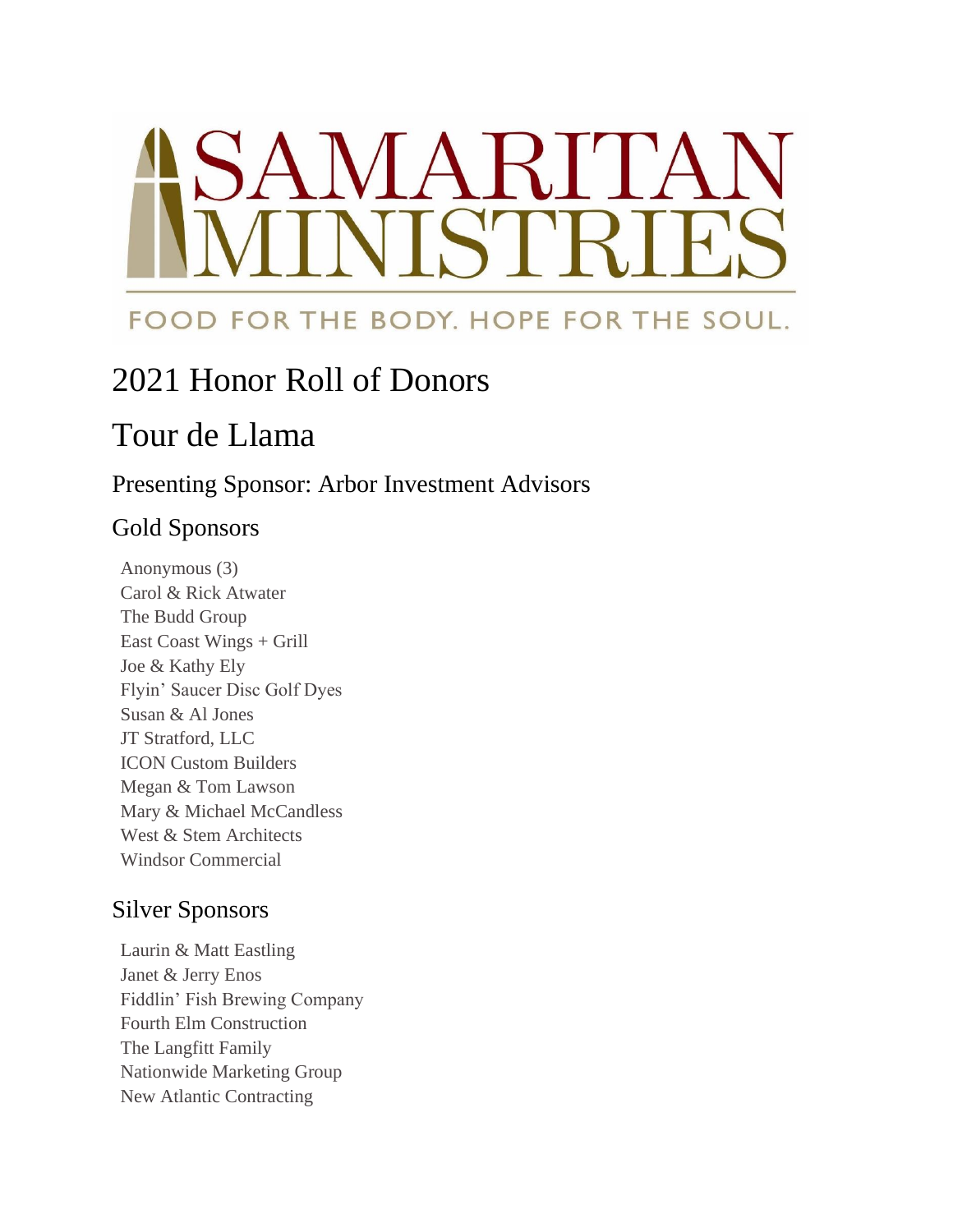SAMARITAN MINISTRIES

FOOD FOR THE BODY. HOPE FOR THE SOUL.

# 2021 Honor Roll of Donors

# Tour de Llama

## Presenting Sponsor: Arbor Investment Advisors

## Gold Sponsors

Anonymous (3)
Carol & Rick Atwater
The Budd Group
East Coast Wings + Grill
Joe & Kathy Ely
Flyin' Saucer Disc Golf Dyes
Susan & Al Jones
JT Stratford, LLC
ICON Custom Builders
Megan & Tom Lawson
Mary & Michael McCandless
West & Stem Architects
Windsor Commercial

## Silver Sponsors

Laurin & Matt Eastling
Janet & Jerry Enos
Fiddlin' Fish Brewing Company
Fourth Elm Construction
The Langfitt Family
Nationwide Marketing Group
New Atlantic Contracting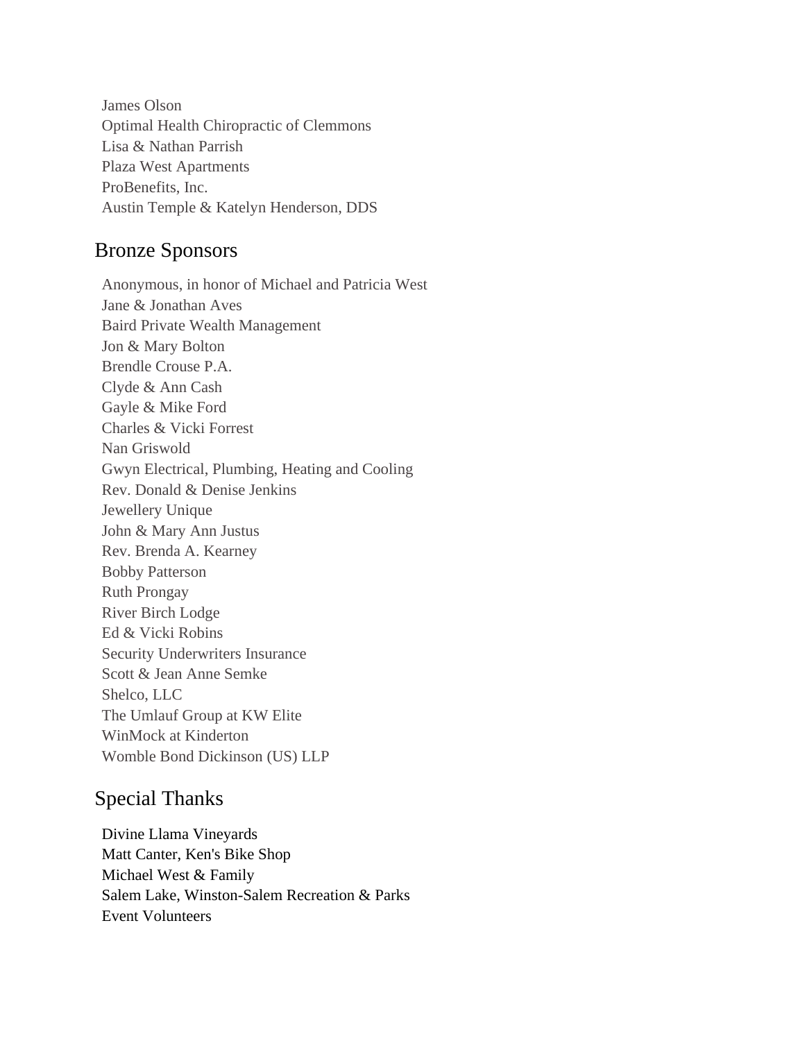James Olson
Optimal Health Chiropractic of Clemmons
Lisa & Nathan Parrish
Plaza West Apartments
ProBenefits, Inc.
Austin Temple & Katelyn Henderson, DDS

## Bronze Sponsors

Anonymous, in honor of Michael and Patricia West
Jane & Jonathan Aves
Baird Private Wealth Management
Jon & Mary Bolton
Brendle Crouse P.A.
Clyde & Ann Cash
Gayle & Mike Ford
Charles & Vicki Forrest
Nan Griswold
Gwyn Electrical, Plumbing, Heating and Cooling
Rev. Donald & Denise Jenkins
Jewellery Unique
John & Mary Ann Justus
Rev. Brenda A. Kearney
Bobby Patterson
Ruth Prongay
River Birch Lodge
Ed & Vicki Robins
Security Underwriters Insurance
Scott & Jean Anne Semke
Shelco, LLC
The Umlauf Group at KW Elite
WinMock at Kinderton
Womble Bond Dickinson (US) LLP

## Special Thanks

Divine Llama Vineyards
Matt Canter, Ken's Bike Shop
Michael West & Family
Salem Lake, Winston-Salem Recreation & Parks
Event Volunteers